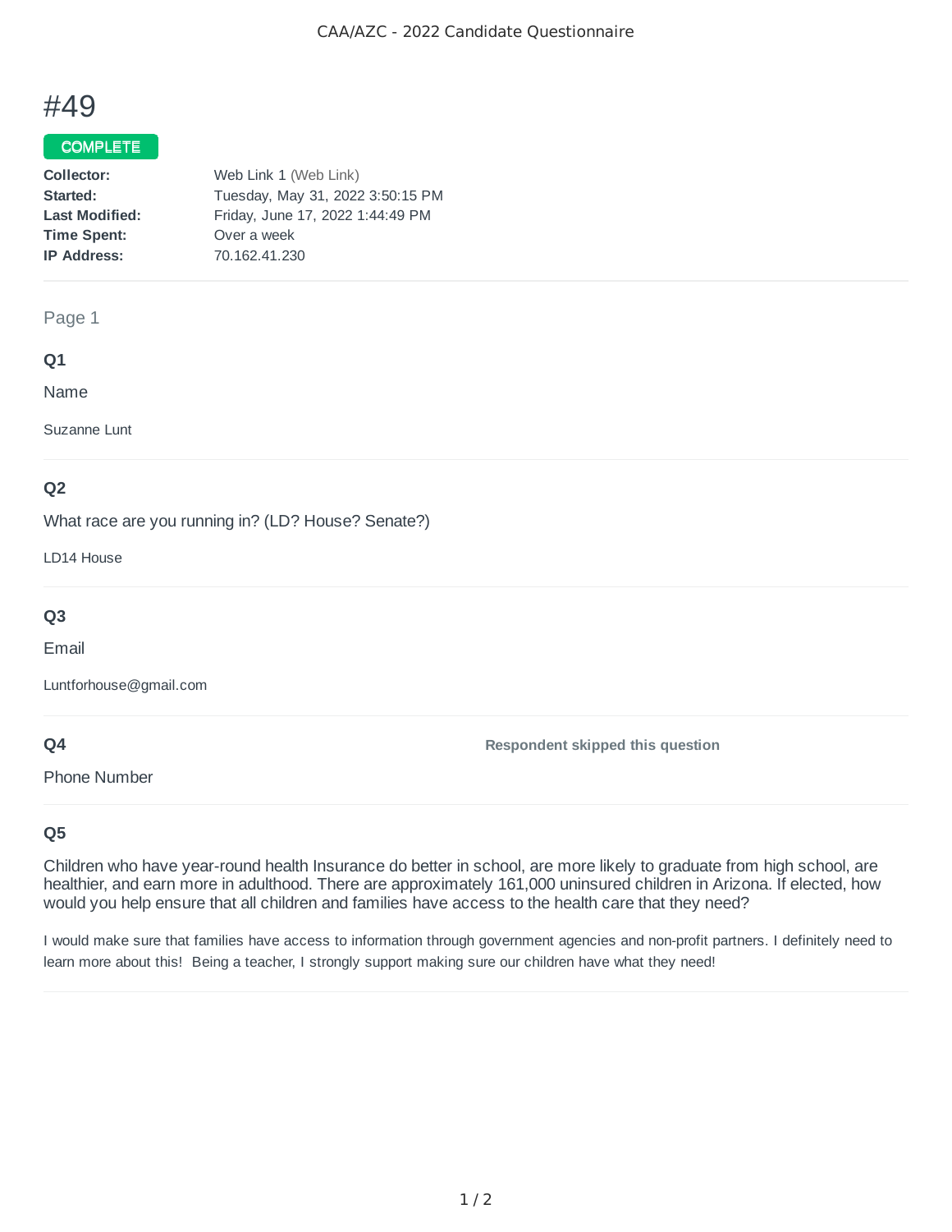# #49

**COMPLETE**

**Collector:** Web Link 1 (Web Link)
**Started:** Tuesday, May 31, 2022 3:50:15 PM
**Last Modified:** Friday, June 17, 2022 1:44:49 PM
**Time Spent:** Over a week
**IP Address:** 70.162.41.230

---

Page 1

### Q1

Name

Suzanne Lunt

---

### Q2

What race are you running in? (LD? House? Senate?)

LD14 House

---

### Q3

Email

Luntforhouse@gmail.com

---

### Q4

Phone Number

**Respondent skipped this question**

---

### Q5

Children who have year-round health Insurance do better in school, are more likely to graduate from high school, are healthier, and earn more in adulthood. There are approximately 161,000 uninsured children in Arizona. If elected, how would you help ensure that all children and families have access to the health care that they need?

I would make sure that families have access to information through government agencies and non-profit partners. I definitely need to learn more about this! Being a teacher, I strongly support making sure our children have what they need!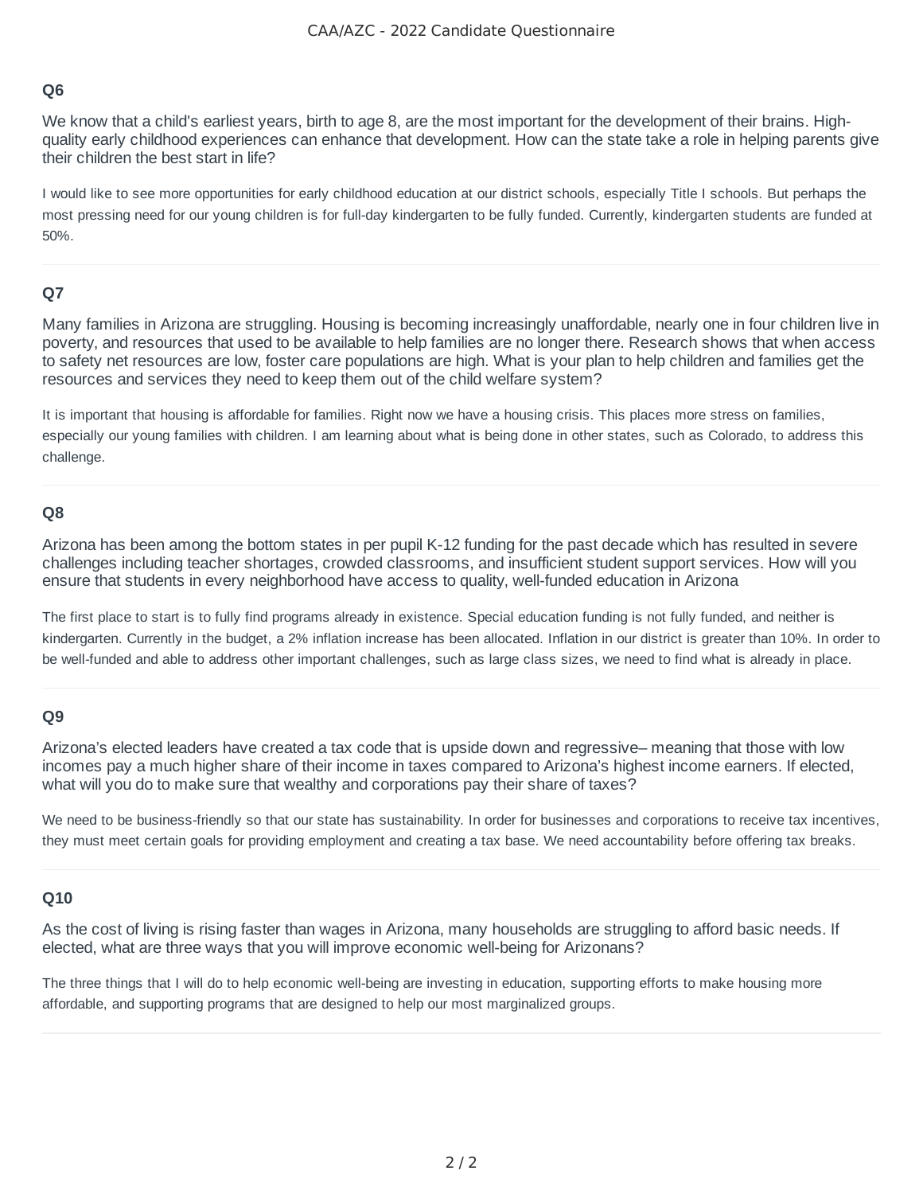### Q6

We know that a child's earliest years, birth to age 8, are the most important for the development of their brains. High-quality early childhood experiences can enhance that development. How can the state take a role in helping parents give their children the best start in life?

I would like to see more opportunities for early childhood education at our district schools, especially Title I schools. But perhaps the most pressing need for our young children is for full-day kindergarten to be fully funded. Currently, kindergarten students are funded at 50%.

---

### Q7

Many families in Arizona are struggling. Housing is becoming increasingly unaffordable, nearly one in four children live in poverty, and resources that used to be available to help families are no longer there. Research shows that when access to safety net resources are low, foster care populations are high. What is your plan to help children and families get the resources and services they need to keep them out of the child welfare system?

It is important that housing is affordable for families. Right now we have a housing crisis. This places more stress on families, especially our young families with children. I am learning about what is being done in other states, such as Colorado, to address this challenge.

---

### Q8

Arizona has been among the bottom states in per pupil K-12 funding for the past decade which has resulted in severe challenges including teacher shortages, crowded classrooms, and insufficient student support services. How will you ensure that students in every neighborhood have access to quality, well-funded education in Arizona

The first place to start is to fully find programs already in existence. Special education funding is not fully funded, and neither is kindergarten. Currently in the budget, a 2% inflation increase has been allocated. Inflation in our district is greater than 10%. In order to be well-funded and able to address other important challenges, such as large class sizes, we need to find what is already in place.

---

### Q9

Arizona's elected leaders have created a tax code that is upside down and regressive– meaning that those with low incomes pay a much higher share of their income in taxes compared to Arizona's highest income earners. If elected, what will you do to make sure that wealthy and corporations pay their share of taxes?

We need to be business-friendly so that our state has sustainability. In order for businesses and corporations to receive tax incentives, they must meet certain goals for providing employment and creating a tax base. We need accountability before offering tax breaks.

---

### Q10

As the cost of living is rising faster than wages in Arizona, many households are struggling to afford basic needs. If elected, what are three ways that you will improve economic well-being for Arizonans?

The three things that I will do to help economic well-being are investing in education, supporting efforts to make housing more affordable, and supporting programs that are designed to help our most marginalized groups.

---